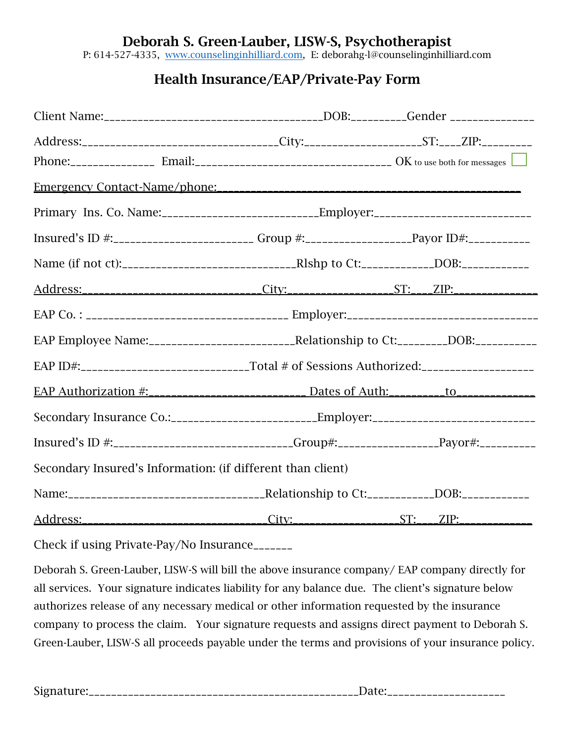## Deborah S. Green-Lauber, LISW-S, Psychotherapist

P: 614-527-4335, www.counselinginhilliard.com, E: deborahg-l@counselinginhilliard.com

### Health Insurance/EAP/Private-Pay Form

Client Name:_____________________________________DOB:_________Gender ______________

Address:_________________________________City:___________________ST:____ZIP:________

Phone:______________ Email:_________________________________ OK to use both for messages ☐

Emergency Contact-Name/phone:_______________________________________________

Primary Ins. Co. Name:__________________________Employer:__________________________

Insured's ID #:_______________________ Group #:_________________Payor ID#:__________

Name (if not ct):_____________________________Rlshp to Ct:____________DOB:___________

Address:______________________________City:_________________ST:____ZIP:_____________

EAP Co. : __________________________________ Employer:________________________________

EAP Employee Name:_________________________Relationship to Ct:________DOB:__________

EAP ID#:____________________________Total # of Sessions Authorized:__________________

EAP Authorization #:__________________________ Dates of Auth:_________to_____________

Secondary Insurance Co.:_________________________Employer:____________________________

Insured's ID #:_____________________________Group#:_________________Payor#:_________

Secondary Insured's Information: (if different than client)

Name:__________________________________Relationship to Ct:___________DOB:___________

Address:_______________________________City:_________________ST:____ZIP:____________

Check if using Private-Pay/No Insurance_______

Deborah S. Green-Lauber, LISW-S will bill the above insurance company/ EAP company directly for all services. Your signature indicates liability for any balance due. The client's signature below authorizes release of any necessary medical or other information requested by the insurance company to process the claim. Your signature requests and assigns direct payment to Deborah S. Green-Lauber, LISW-S all proceeds payable under the terms and provisions of your insurance policy.

Signature:_______________________________________________Date:____________________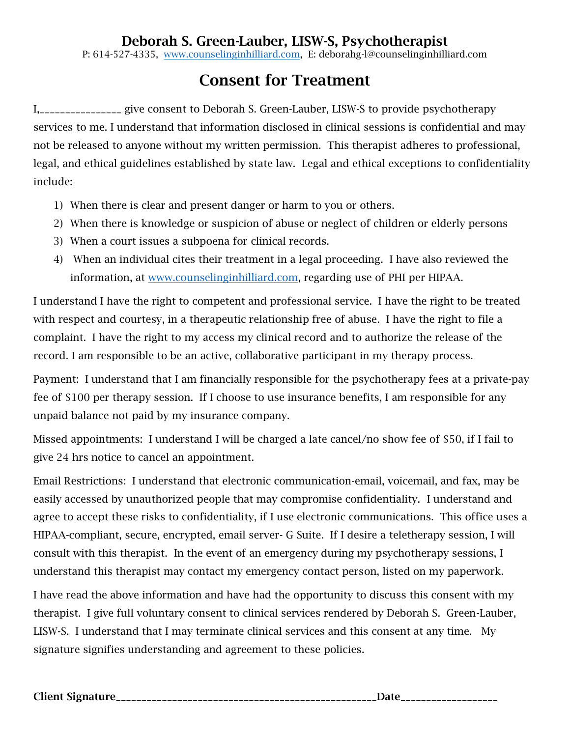## Deborah S. Green-Lauber, LISW-S, Psychotherapist

P: 614-527-4335, www.counselinginhilliard.com, E: deborahg-l@counselinginhilliard.com

# Consent for Treatment

I,________________ give consent to Deborah S. Green-Lauber, LISW-S to provide psychotherapy services to me. I understand that information disclosed in clinical sessions is confidential and may not be released to anyone without my written permission. This therapist adheres to professional, legal, and ethical guidelines established by state law. Legal and ethical exceptions to confidentiality include:

1) When there is clear and present danger or harm to you or others.
2) When there is knowledge or suspicion of abuse or neglect of children or elderly persons
3) When a court issues a subpoena for clinical records.
4) When an individual cites their treatment in a legal proceeding. I have also reviewed the information, at www.counselinginhilliard.com, regarding use of PHI per HIPAA.

I understand I have the right to competent and professional service. I have the right to be treated with respect and courtesy, in a therapeutic relationship free of abuse. I have the right to file a complaint. I have the right to my access my clinical record and to authorize the release of the record. I am responsible to be an active, collaborative participant in my therapy process.

Payment: I understand that I am financially responsible for the psychotherapy fees at a private-pay fee of $100 per therapy session. If I choose to use insurance benefits, I am responsible for any unpaid balance not paid by my insurance company.

Missed appointments: I understand I will be charged a late cancel/no show fee of $50, if I fail to give 24 hrs notice to cancel an appointment.

Email Restrictions: I understand that electronic communication-email, voicemail, and fax, may be easily accessed by unauthorized people that may compromise confidentiality. I understand and agree to accept these risks to confidentiality, if I use electronic communications. This office uses a HIPAA-compliant, secure, encrypted, email server- G Suite. If I desire a teletherapy session, I will consult with this therapist. In the event of an emergency during my psychotherapy sessions, I understand this therapist may contact my emergency contact person, listed on my paperwork.

I have read the above information and have had the opportunity to discuss this consent with my therapist. I give full voluntary consent to clinical services rendered by Deborah S. Green-Lauber, LISW-S. I understand that I may terminate clinical services and this consent at any time. My signature signifies understanding and agreement to these policies.

**Client Signature**__________________________________________________**Date**__________________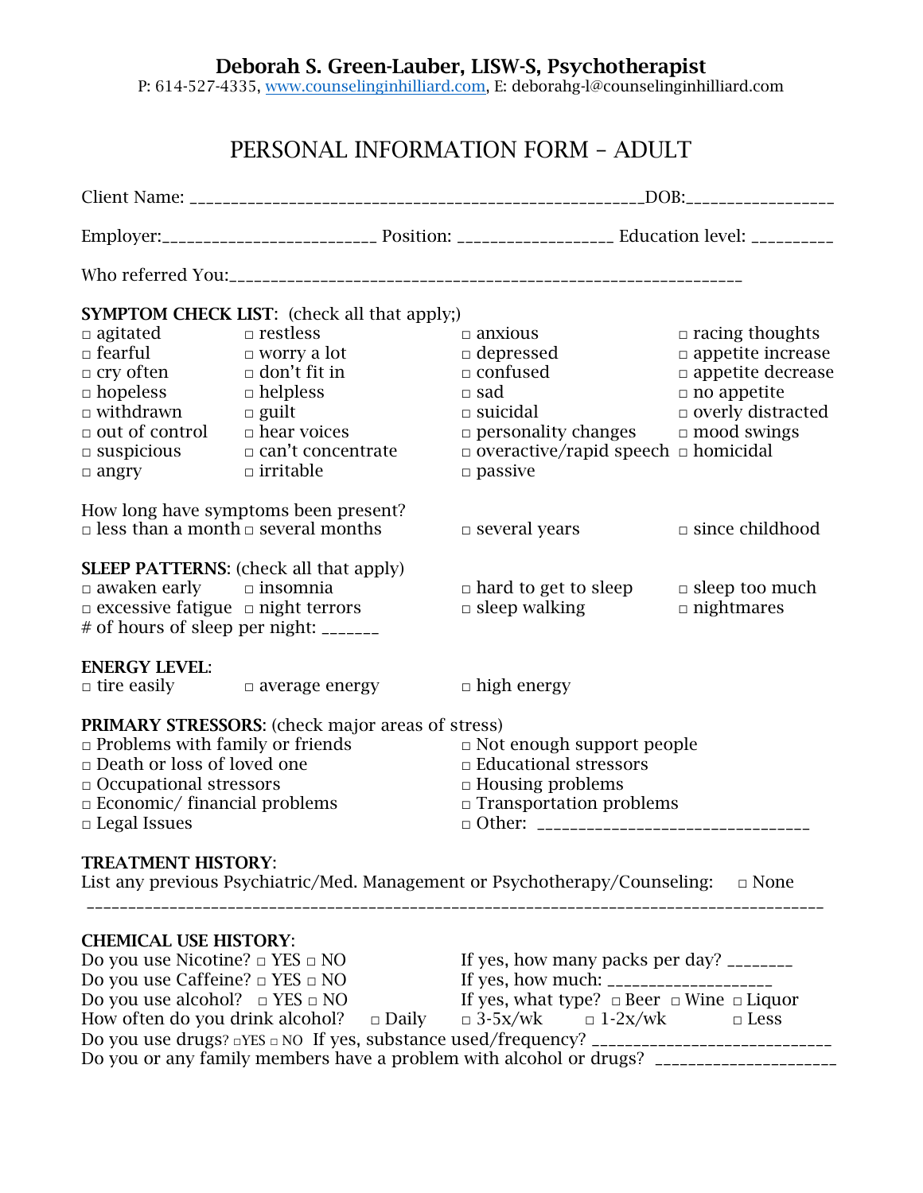**Deborah S. Green-Lauber, LISW-S, Psychotherapist**
P: 614-527-4335, www.counselinginhilliard.com, E: deborahg-l@counselinginhilliard.com

# PERSONAL INFORMATION FORM – ADULT

Client Name: _______________________________________________________DOB:_________________

Employer:_________________________ Position: _________________ Education level: __________

Who referred You:____________________________________________________________

**SYMPTOM CHECK LIST**: (check all that apply;)

| | | | |
|---|---|---|---|
| □ agitated | □ restless | □ anxious | □ racing thoughts |
| □ fearful | □ worry a lot | □ depressed | □ appetite increase |
| □ cry often | □ don't fit in | □ confused | □ appetite decrease |
| □ hopeless | □ helpless | □ sad | □ no appetite |
| □ withdrawn | □ guilt | □ suicidal | □ overly distracted |
| □ out of control | □ hear voices | □ personality changes | □ mood swings |
| □ suspicious | □ can't concentrate | □ overactive/rapid speech | □ homicidal |
| □ angry | □ irritable | □ passive | |

How long have symptoms been present?
□ less than a month □ several months □ several years □ since childhood

**SLEEP PATTERNS**: (check all that apply)

| | | | |
|---|---|---|---|
| □ awaken early | □ insomnia | □ hard to get to sleep | □ sleep too much |
| □ excessive fatigue | □ night terrors | □ sleep walking | □ nightmares |

\# of hours of sleep per night: _______

**ENERGY LEVEL**:
□ tire easily □ average energy □ high energy

**PRIMARY STRESSORS**: (check major areas of stress)

| | |
|---|---|
| □ Problems with family or friends | □ Not enough support people |
| □ Death or loss of loved one | □ Educational stressors |
| □ Occupational stressors | □ Housing problems |
| □ Economic/ financial problems | □ Transportation problems |
| □ Legal Issues | □ Other: _______________________________ |

**TREATMENT HISTORY**:
List any previous Psychiatric/Med. Management or Psychotherapy/Counseling: □ None
_________________________________________________________________________________________

**CHEMICAL USE HISTORY**:
Do you use Nicotine? □ YES □ NO If yes, how many packs per day? ________
Do you use Caffeine? □ YES □ NO If yes, how much: ____________________
Do you use alcohol? □ YES □ NO If yes, what type? □ Beer □ Wine □ Liquor
How often do you drink alcohol? □ Daily □ 3-5x/wk □ 1-2x/wk □ Less
Do you use drugs? □YES □ NO If yes, substance used/frequency? ____________________________
Do you or any family members have a problem with alcohol or drugs? _____________________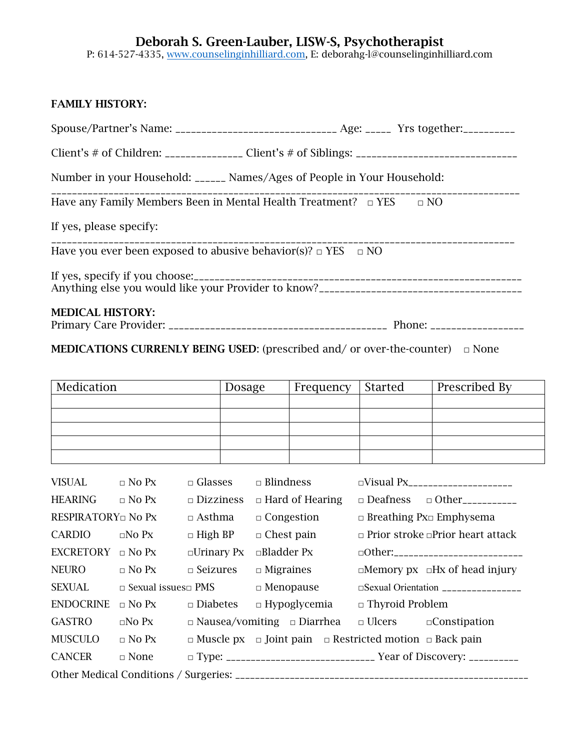## Deborah S. Green-Lauber, LISW-S, Psychotherapist

P: 614-527-4335, www.counselinginhilliard.com, E: deborahg-l@counselinginhilliard.com

**FAMILY HISTORY:**

Spouse/Partner's Name: ______________________________ Age: _____ Yrs together:__________

Client's # of Children: ______________ Client's # of Siblings: ______________________________

Number in your Household: ______ Names/Ages of People in Your Household:

_________________________________________________________________________________________

Have any Family Members Been in Mental Health Treatment? □ YES □ NO

If yes, please specify:

_________________________________________________________________________________________

Have you ever been exposed to abusive behavior(s)? □ YES □ NO

If yes, specify if you choose:_______________________________________________________________

Anything else you would like your Provider to know?_____________________________________

**MEDICAL HISTORY:**

Primary Care Provider: _________________________________________ Phone: _________________

**MEDICATIONS CURRENLY BEING USED**: (prescribed and/ or over-the-counter) □ None

| Medication | Dosage | Frequency | Started | Prescribed By |
|---|---|---|---|---|
| | | | | |
| | | | | |
| | | | | |
| | | | | |
| | | | | |

| | | | | | |
|---|---|---|---|---|---|
| VISUAL | □ No Px | □ Glasses | □ Blindness | □Visual Px____________________ | |
| HEARING | □ No Px | □ Dizziness | □ Hard of Hearing | □ Deafness | □ Other__________ |
| RESPIRATORY | □ No Px | □ Asthma | □ Congestion | □ Breathing Px | □ Emphysema |
| CARDIO | □No Px | □ High BP | □ Chest pain | □ Prior stroke | □Prior heart attack |
| EXCRETORY | □ No Px | □Urinary Px | □Bladder Px | □Other:_________________________ | |
| NEURO | □ No Px | □ Seizures | □ Migraines | □Memory px | □Hx of head injury |
| SEXUAL | □ Sexual issues | □ PMS | □ Menopause | □Sexual Orientation _______________ | |
| ENDOCRINE | □ No Px | □ Diabetes | □ Hypoglycemia | □ Thyroid Problem | |
| GASTRO | □No Px | □ Nausea/vomiting | □ Diarrhea | □ Ulcers | □Constipation |
| MUSCULO | □ No Px | □ Muscle px | □ Joint pain | □ Restricted motion | □ Back pain |
| CANCER | □ None | □ Type: ___________________________ | | Year of Discovery: _________ | |

Other Medical Conditions / Surgeries: _________________________________________________________